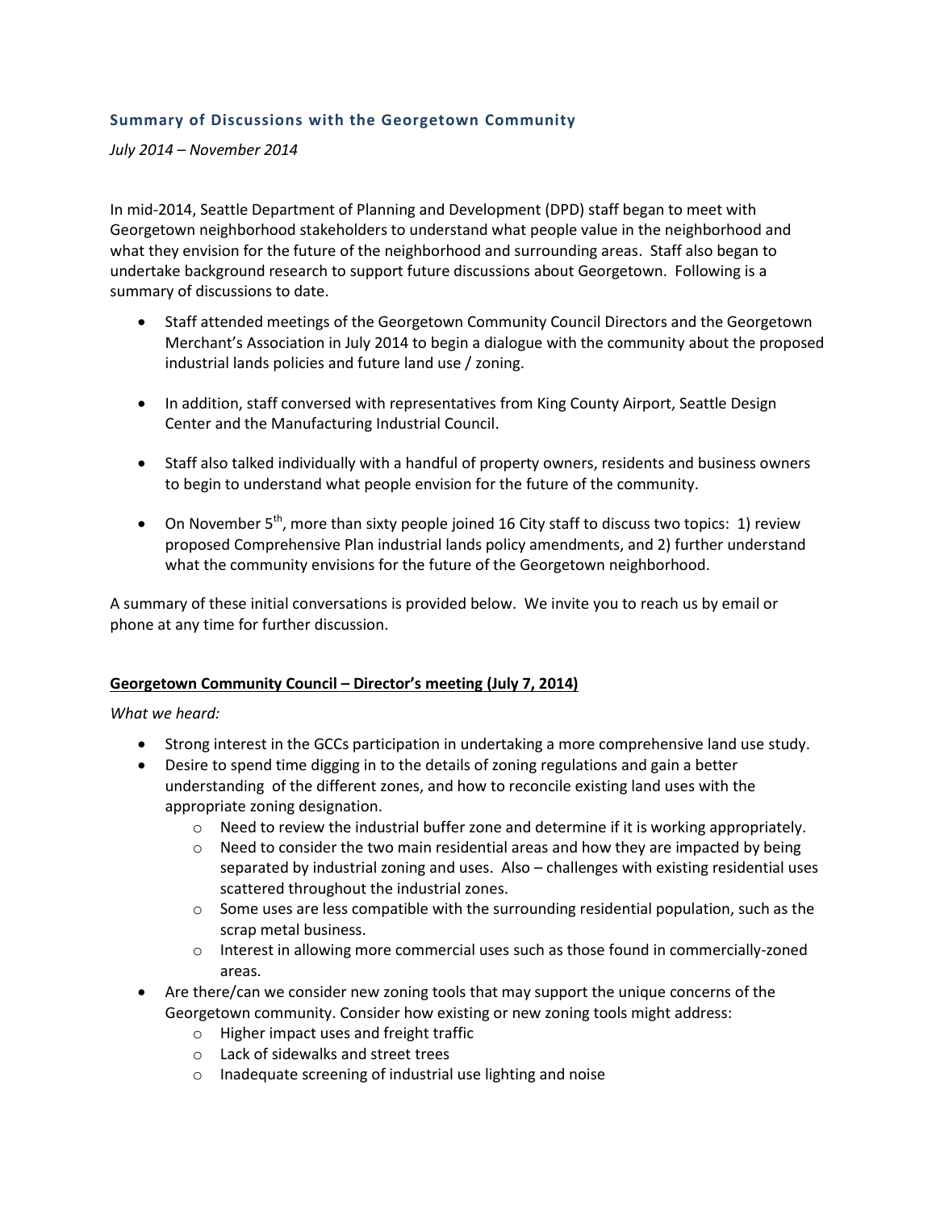## Summary of Discussions with the Georgetown Community

*July 2014 – November 2014*

In mid-2014, Seattle Department of Planning and Development (DPD) staff began to meet with Georgetown neighborhood stakeholders to understand what people value in the neighborhood and what they envision for the future of the neighborhood and surrounding areas. Staff also began to undertake background research to support future discussions about Georgetown. Following is a summary of discussions to date.

- Staff attended meetings of the Georgetown Community Council Directors and the Georgetown Merchant's Association in July 2014 to begin a dialogue with the community about the proposed industrial lands policies and future land use / zoning.
- In addition, staff conversed with representatives from King County Airport, Seattle Design Center and the Manufacturing Industrial Council.
- Staff also talked individually with a handful of property owners, residents and business owners to begin to understand what people envision for the future of the community.
- On November 5th, more than sixty people joined 16 City staff to discuss two topics: 1) review proposed Comprehensive Plan industrial lands policy amendments, and 2) further understand what the community envisions for the future of the Georgetown neighborhood.

A summary of these initial conversations is provided below. We invite you to reach us by email or phone at any time for further discussion.

**Georgetown Community Council – Director's meeting (July 7, 2014)**

*What we heard:*

- Strong interest in the GCCs participation in undertaking a more comprehensive land use study.
- Desire to spend time digging in to the details of zoning regulations and gain a better understanding of the different zones, and how to reconcile existing land uses with the appropriate zoning designation.
  - Need to review the industrial buffer zone and determine if it is working appropriately.
  - Need to consider the two main residential areas and how they are impacted by being separated by industrial zoning and uses. Also – challenges with existing residential uses scattered throughout the industrial zones.
  - Some uses are less compatible with the surrounding residential population, such as the scrap metal business.
  - Interest in allowing more commercial uses such as those found in commercially-zoned areas.
- Are there/can we consider new zoning tools that may support the unique concerns of the Georgetown community. Consider how existing or new zoning tools might address:
  - Higher impact uses and freight traffic
  - Lack of sidewalks and street trees
  - Inadequate screening of industrial use lighting and noise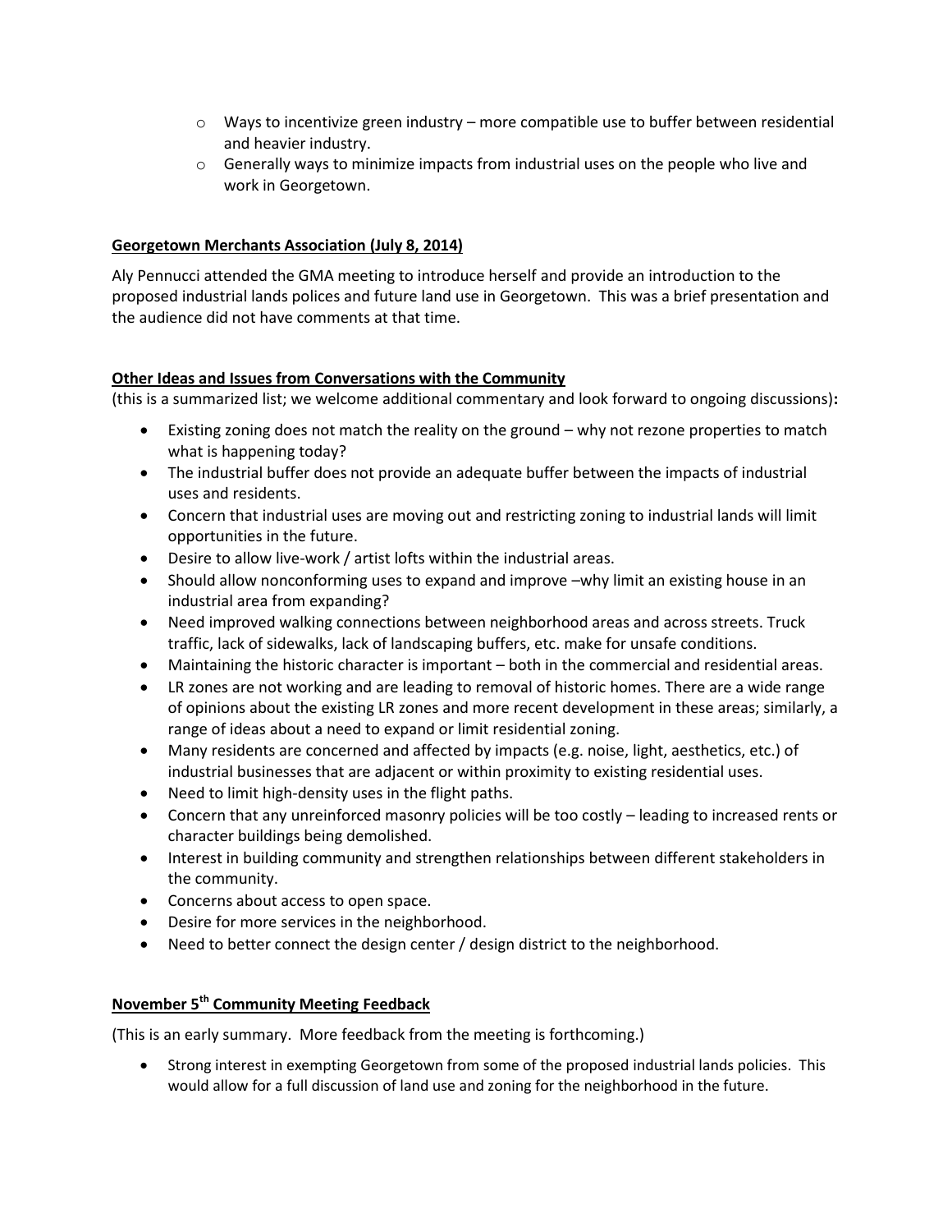- Ways to incentivize green industry – more compatible use to buffer between residential and heavier industry.
- Generally ways to minimize impacts from industrial uses on the people who live and work in Georgetown.

**Georgetown Merchants Association (July 8, 2014)**

Aly Pennucci attended the GMA meeting to introduce herself and provide an introduction to the proposed industrial lands polices and future land use in Georgetown. This was a brief presentation and the audience did not have comments at that time.

**Other Ideas and Issues from Conversations with the Community**

(this is a summarized list; we welcome additional commentary and look forward to ongoing discussions)**:**

- Existing zoning does not match the reality on the ground – why not rezone properties to match what is happening today?
- The industrial buffer does not provide an adequate buffer between the impacts of industrial uses and residents.
- Concern that industrial uses are moving out and restricting zoning to industrial lands will limit opportunities in the future.
- Desire to allow live-work / artist lofts within the industrial areas.
- Should allow nonconforming uses to expand and improve –why limit an existing house in an industrial area from expanding?
- Need improved walking connections between neighborhood areas and across streets. Truck traffic, lack of sidewalks, lack of landscaping buffers, etc. make for unsafe conditions.
- Maintaining the historic character is important – both in the commercial and residential areas.
- LR zones are not working and are leading to removal of historic homes. There are a wide range of opinions about the existing LR zones and more recent development in these areas; similarly, a range of ideas about a need to expand or limit residential zoning.
- Many residents are concerned and affected by impacts (e.g. noise, light, aesthetics, etc.) of industrial businesses that are adjacent or within proximity to existing residential uses.
- Need to limit high-density uses in the flight paths.
- Concern that any unreinforced masonry policies will be too costly – leading to increased rents or character buildings being demolished.
- Interest in building community and strengthen relationships between different stakeholders in the community.
- Concerns about access to open space.
- Desire for more services in the neighborhood.
- Need to better connect the design center / design district to the neighborhood.

**November 5th Community Meeting Feedback**

(This is an early summary. More feedback from the meeting is forthcoming.)

- Strong interest in exempting Georgetown from some of the proposed industrial lands policies. This would allow for a full discussion of land use and zoning for the neighborhood in the future.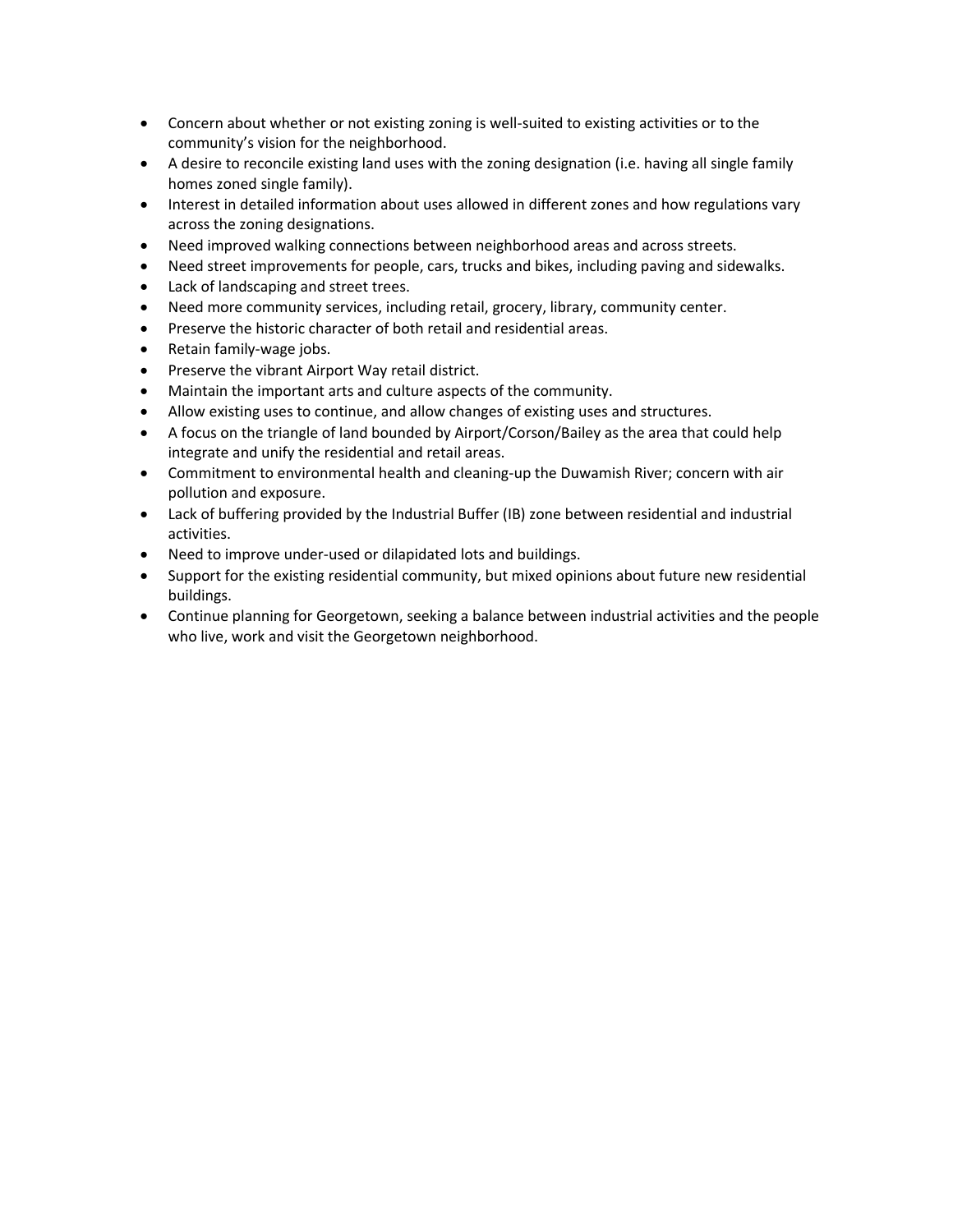- Concern about whether or not existing zoning is well-suited to existing activities or to the community's vision for the neighborhood.
- A desire to reconcile existing land uses with the zoning designation (i.e. having all single family homes zoned single family).
- Interest in detailed information about uses allowed in different zones and how regulations vary across the zoning designations.
- Need improved walking connections between neighborhood areas and across streets.
- Need street improvements for people, cars, trucks and bikes, including paving and sidewalks.
- Lack of landscaping and street trees.
- Need more community services, including retail, grocery, library, community center.
- Preserve the historic character of both retail and residential areas.
- Retain family-wage jobs.
- Preserve the vibrant Airport Way retail district.
- Maintain the important arts and culture aspects of the community.
- Allow existing uses to continue, and allow changes of existing uses and structures.
- A focus on the triangle of land bounded by Airport/Corson/Bailey as the area that could help integrate and unify the residential and retail areas.
- Commitment to environmental health and cleaning-up the Duwamish River; concern with air pollution and exposure.
- Lack of buffering provided by the Industrial Buffer (IB) zone between residential and industrial activities.
- Need to improve under-used or dilapidated lots and buildings.
- Support for the existing residential community, but mixed opinions about future new residential buildings.
- Continue planning for Georgetown, seeking a balance between industrial activities and the people who live, work and visit the Georgetown neighborhood.